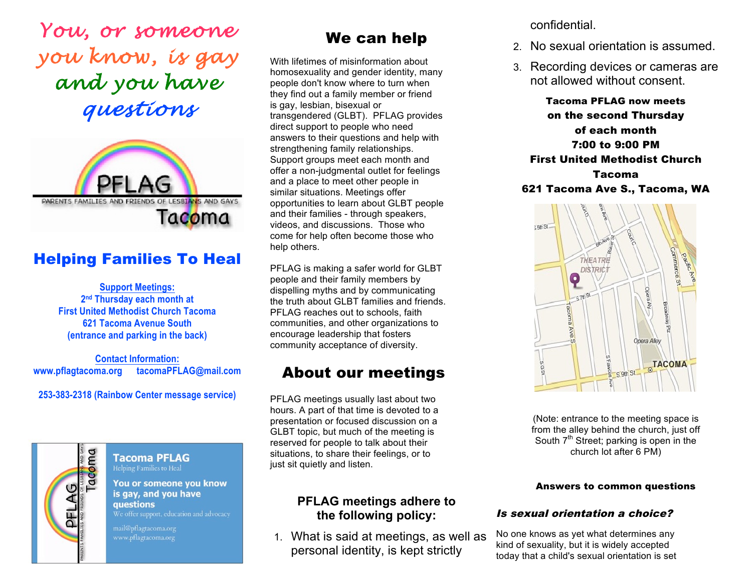# *You, or someone you know, is gay and you have questions*

PFLAG

PARENTS FAMILIES AND FRIENDS OF LESBIANS AND GAYS

Tacoma

## Helping Families To Heal

**Support Meetings:**
**2nd Thursday each month at**
**First United Methodist Church Tacoma**
**621 Tacoma Avenue South**
**(entrance and parking in the back)**

**Contact Information:**
**www.pflagtacoma.org tacomaPFLAG@mail.com**

**253-383-2318 (Rainbow Center message service)**

**Tacoma PFLAG**
Helping Families to Heal

**You or someone you know is gay, and you have questions**
We offer support, education and advocacy

mail@pflagtacoma.org
www.pflagtacoma.org

## We can help

With lifetimes of misinformation about homosexuality and gender identity, many people don't know where to turn when they find out a family member or friend is gay, lesbian, bisexual or transgendered (GLBT). PFLAG provides direct support to people who need answers to their questions and help with strengthening family relationships. Support groups meet each month and offer a non-judgmental outlet for feelings and a place to meet other people in similar situations. Meetings offer opportunities to learn about GLBT people and their families - through speakers, videos, and discussions. Those who come for help often become those who help others.

PFLAG is making a safer world for GLBT people and their family members by dispelling myths and by communicating the truth about GLBT families and friends. PFLAG reaches out to schools, faith communities, and other organizations to encourage leadership that fosters community acceptance of diversity.

## About our meetings

PFLAG meetings usually last about two hours. A part of that time is devoted to a presentation or focused discussion on a GLBT topic, but much of the meeting is reserved for people to talk about their situations, to share their feelings, or to just sit quietly and listen.

### PFLAG meetings adhere to the following policy:

1. What is said at meetings, as well as personal identity, is kept strictly confidential.
2. No sexual orientation is assumed.
3. Recording devices or cameras are not allowed without consent.

**Tacoma PFLAG now meets on the second Thursday of each month**
**7:00 to 9:00 PM**
**First United Methodist Church**
**Tacoma**
**621 Tacoma Ave S., Tacoma, WA**

(Note: entrance to the meeting space is from the alley behind the church, just off South 7th Street; parking is open in the church lot after 6 PM)

**Answers to common questions**

***Is sexual orientation a choice?***

No one knows as yet what determines any kind of sexuality, but it is widely accepted today that a child's sexual orientation is set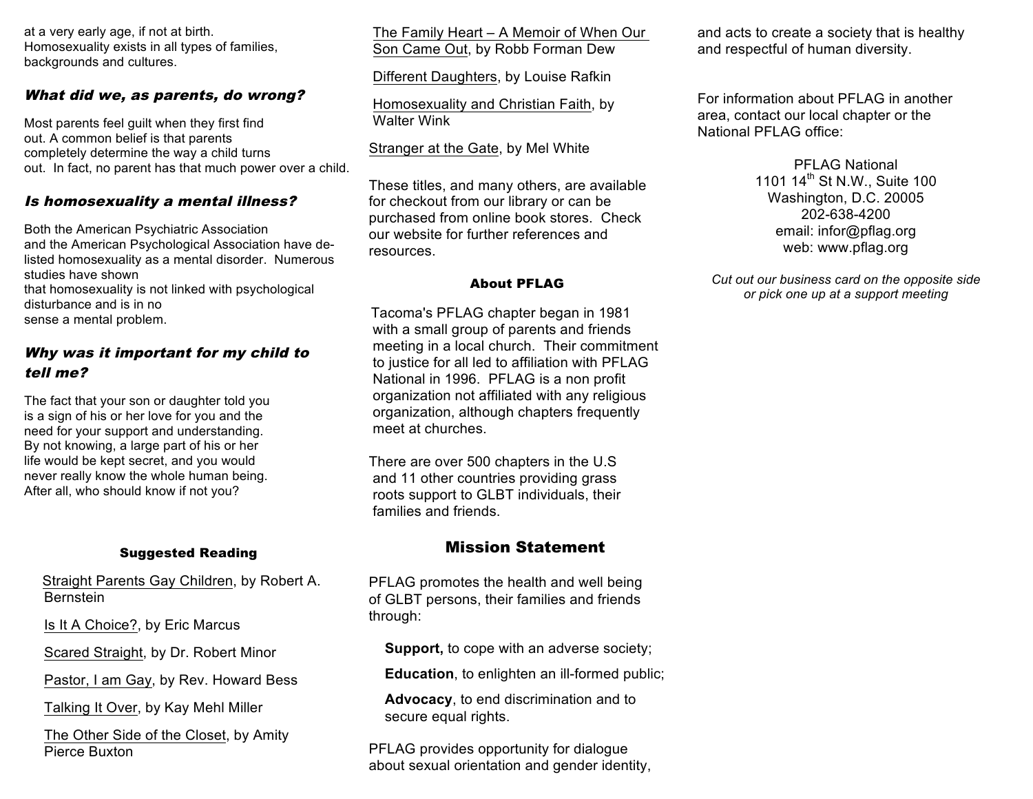at a very early age, if not at birth. Homosexuality exists in all types of families, backgrounds and cultures.

### *What did we, as parents, do wrong?*

Most parents feel guilt when they first find out. A common belief is that parents completely determine the way a child turns out. In fact, no parent has that much power over a child.

### *Is homosexuality a mental illness?*

Both the American Psychiatric Association and the American Psychological Association have de-listed homosexuality as a mental disorder. Numerous studies have shown that homosexuality is not linked with psychological disturbance and is in no sense a mental problem.

### *Why was it important for my child to tell me?*

The fact that your son or daughter told you is a sign of his or her love for you and the need for your support and understanding. By not knowing, a large part of his or her life would be kept secret, and you would never really know the whole human being. After all, who should know if not you?

### Suggested Reading

Straight Parents Gay Children, by Robert A. Bernstein

Is It A Choice?, by Eric Marcus

Scared Straight, by Dr. Robert Minor

Pastor, I am Gay, by Rev. Howard Bess

Talking It Over, by Kay Mehl Miller

The Other Side of the Closet, by Amity Pierce Buxton

The Family Heart – A Memoir of When Our Son Came Out, by Robb Forman Dew

Different Daughters, by Louise Rafkin

Homosexuality and Christian Faith, by Walter Wink

Stranger at the Gate, by Mel White

These titles, and many others, are available for checkout from our library or can be purchased from online book stores. Check our website for further references and resources.

### About PFLAG

Tacoma's PFLAG chapter began in 1981 with a small group of parents and friends meeting in a local church. Their commitment to justice for all led to affiliation with PFLAG National in 1996. PFLAG is a non profit organization not affiliated with any religious organization, although chapters frequently meet at churches.

There are over 500 chapters in the U.S and 11 other countries providing grass roots support to GLBT individuals, their families and friends.

## Mission Statement

PFLAG promotes the health and well being of GLBT persons, their families and friends through:

**Support,** to cope with an adverse society;

**Education**, to enlighten an ill-formed public;

**Advocacy**, to end discrimination and to secure equal rights.

PFLAG provides opportunity for dialogue about sexual orientation and gender identity, and acts to create a society that is healthy and respectful of human diversity.

For information about PFLAG in another area, contact our local chapter or the National PFLAG office:

PFLAG National  
1101 14th St N.W., Suite 100  
Washington, D.C. 20005  
202-638-4200  
email: infor@pflag.org  
web: www.pflag.org

*Cut out our business card on the opposite side or pick one up at a support meeting*